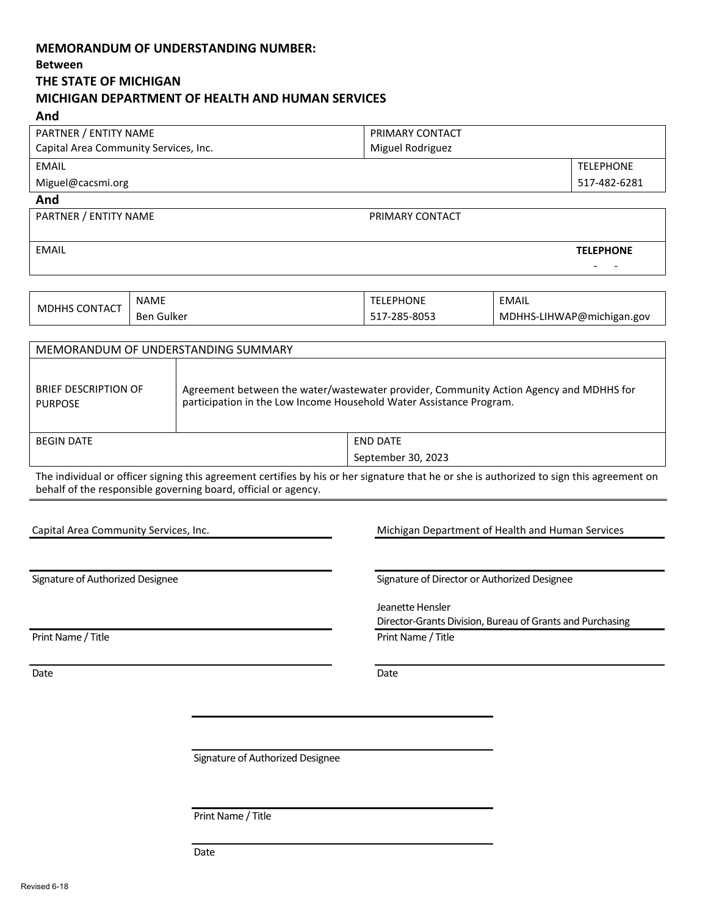**MEMORANDUM OF UNDERSTANDING NUMBER:**

**Between**

**THE STATE OF MICHIGAN**

**MICHIGAN DEPARTMENT OF HEALTH AND HUMAN SERVICES**

**And**

| PARTNER / ENTITY NAME | PRIMARY CONTACT | |
|---|---|---|
| Capital Area Community Services, Inc. | Miguel Rodriguez | |
| EMAIL | | TELEPHONE |
| Miguel@cacsmi.org | | 517-482-6281 |

**And**

| PARTNER / ENTITY NAME | PRIMARY CONTACT | |
|---|---|---|
| | | |
| EMAIL | | **TELEPHONE** |
| | | - - |

| MDHHS CONTACT | NAME | TELEPHONE | EMAIL |
|---|---|---|---|
| | Ben Gulker | 517-285-8053 | MDHHS-LIHWAP@michigan.gov |

| MEMORANDUM OF UNDERSTANDING SUMMARY | | |
|---|---|---|
| BRIEF DESCRIPTION OF PURPOSE | Agreement between the water/wastewater provider, Community Action Agency and MDHHS for participation in the Low Income Household Water Assistance Program. | |
| BEGIN DATE | | END DATE<br>September 30, 2023 |

The individual or officer signing this agreement certifies by his or her signature that he or she is authorized to sign this agreement on behalf of the responsible governing board, official or agency.

| Capital Area Community Services, Inc. | Michigan Department of Health and Human Services |
|---|---|
| Signature of Authorized Designee | Signature of Director or Authorized Designee |
| Print Name / Title | Jeanette Hensler<br>Director-Grants Division, Bureau of Grants and Purchasing<br>Print Name / Title |
| Date | Date |

Signature of Authorized Designee

Print Name / Title

Date

Revised 6-18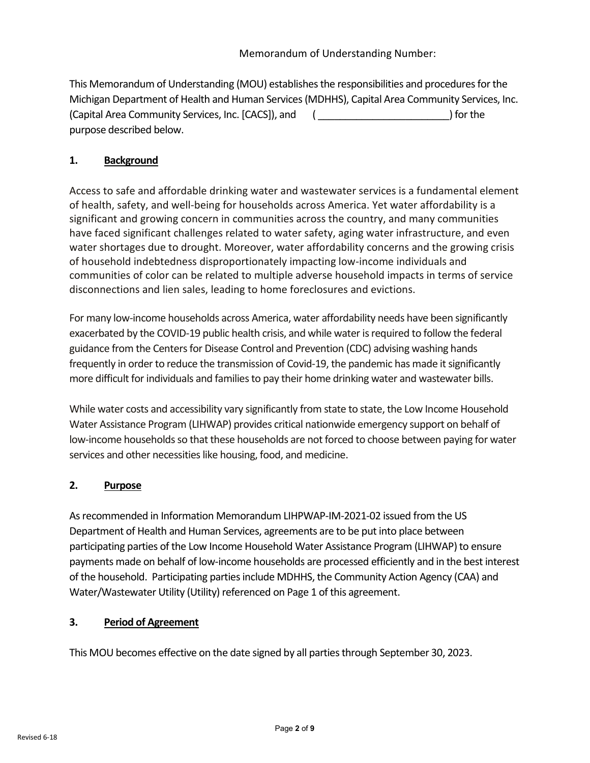Memorandum of Understanding Number:

This Memorandum of Understanding (MOU) establishes the responsibilities and procedures for the Michigan Department of Health and Human Services (MDHHS), Capital Area Community Services, Inc. (Capital Area Community Services, Inc. [CACS]), and ( ________________________ ) for the purpose described below.

## 1. Background

Access to safe and affordable drinking water and wastewater services is a fundamental element of health, safety, and well-being for households across America. Yet water affordability is a significant and growing concern in communities across the country, and many communities have faced significant challenges related to water safety, aging water infrastructure, and even water shortages due to drought. Moreover, water affordability concerns and the growing crisis of household indebtedness disproportionately impacting low-income individuals and communities of color can be related to multiple adverse household impacts in terms of service disconnections and lien sales, leading to home foreclosures and evictions.

For many low-income households across America, water affordability needs have been significantly exacerbated by the COVID-19 public health crisis, and while water is required to follow the federal guidance from the Centers for Disease Control and Prevention (CDC) advising washing hands frequently in order to reduce the transmission of Covid-19, the pandemic has made it significantly more difficult for individuals and families to pay their home drinking water and wastewater bills.

While water costs and accessibility vary significantly from state to state, the Low Income Household Water Assistance Program (LIHWAP) provides critical nationwide emergency support on behalf of low-income households so that these households are not forced to choose between paying for water services and other necessities like housing, food, and medicine.

## 2. Purpose

As recommended in Information Memorandum LIHPWAP-IM-2021-02 issued from the US Department of Health and Human Services, agreements are to be put into place between participating parties of the Low Income Household Water Assistance Program (LIHWAP) to ensure payments made on behalf of low-income households are processed efficiently and in the best interest of the household. Participating parties include MDHHS, the Community Action Agency (CAA) and Water/Wastewater Utility (Utility) referenced on Page 1 of this agreement.

## 3. Period of Agreement

This MOU becomes effective on the date signed by all parties through September 30, 2023.

Revised 6-18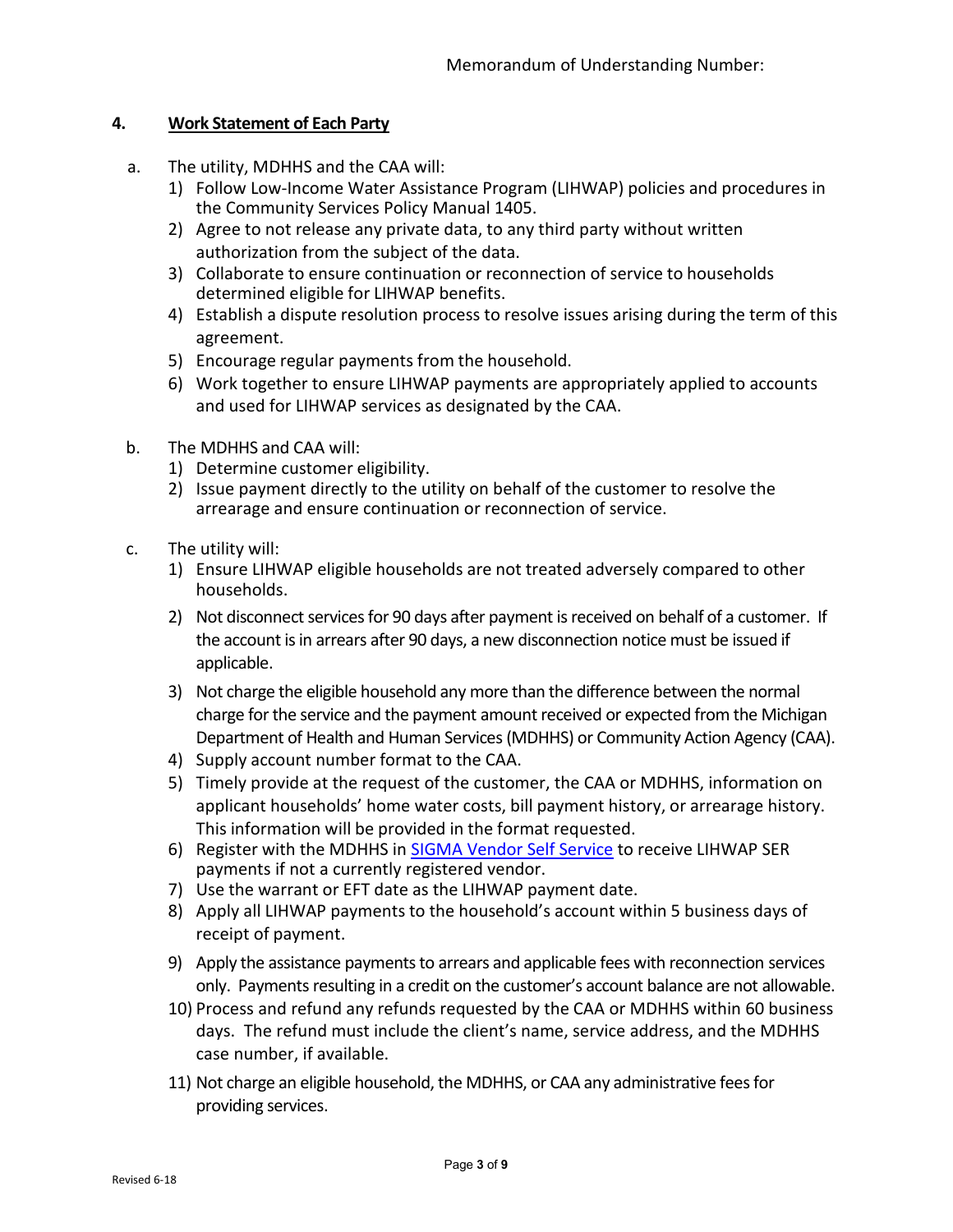Memorandum of Understanding Number:

## 4. Work Statement of Each Party

a. The utility, MDHHS and the CAA will:

1) Follow Low-Income Water Assistance Program (LIHWAP) policies and procedures in the Community Services Policy Manual 1405.
2) Agree to not release any private data, to any third party without written authorization from the subject of the data.
3) Collaborate to ensure continuation or reconnection of service to households determined eligible for LIHWAP benefits.
4) Establish a dispute resolution process to resolve issues arising during the term of this agreement.
5) Encourage regular payments from the household.
6) Work together to ensure LIHWAP payments are appropriately applied to accounts and used for LIHWAP services as designated by the CAA.

b. The MDHHS and CAA will:

1) Determine customer eligibility.
2) Issue payment directly to the utility on behalf of the customer to resolve the arrearage and ensure continuation or reconnection of service.

c. The utility will:

1) Ensure LIHWAP eligible households are not treated adversely compared to other households.
2) Not disconnect services for 90 days after payment is received on behalf of a customer. If the account is in arrears after 90 days, a new disconnection notice must be issued if applicable.
3) Not charge the eligible household any more than the difference between the normal charge for the service and the payment amount received or expected from the Michigan Department of Health and Human Services (MDHHS) or Community Action Agency (CAA).
4) Supply account number format to the CAA.
5) Timely provide at the request of the customer, the CAA or MDHHS, information on applicant households' home water costs, bill payment history, or arrearage history. This information will be provided in the format requested.
6) Register with the MDHHS in SIGMA Vendor Self Service to receive LIHWAP SER payments if not a currently registered vendor.
7) Use the warrant or EFT date as the LIHWAP payment date.
8) Apply all LIHWAP payments to the household's account within 5 business days of receipt of payment.
9) Apply the assistance payments to arrears and applicable fees with reconnection services only. Payments resulting in a credit on the customer's account balance are not allowable.
10) Process and refund any refunds requested by the CAA or MDHHS within 60 business days. The refund must include the client's name, service address, and the MDHHS case number, if available.
11) Not charge an eligible household, the MDHHS, or CAA any administrative fees for providing services.

Revised 6-18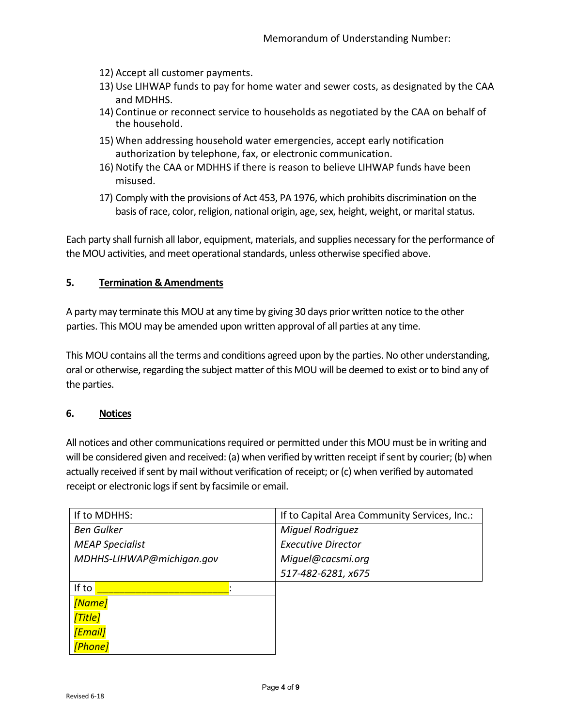12) Accept all customer payments.
13) Use LIHWAP funds to pay for home water and sewer costs, as designated by the CAA and MDHHS.
14) Continue or reconnect service to households as negotiated by the CAA on behalf of the household.
15) When addressing household water emergencies, accept early notification authorization by telephone, fax, or electronic communication.
16) Notify the CAA or MDHHS if there is reason to believe LIHWAP funds have been misused.
17) Comply with the provisions of Act 453, PA 1976, which prohibits discrimination on the basis of race, color, religion, national origin, age, sex, height, weight, or marital status.

Each party shall furnish all labor, equipment, materials, and supplies necessary for the performance of the MOU activities, and meet operational standards, unless otherwise specified above.

## 5. Termination & Amendments

A party may terminate this MOU at any time by giving 30 days prior written notice to the other parties. This MOU may be amended upon written approval of all parties at any time.

This MOU contains all the terms and conditions agreed upon by the parties. No other understanding, oral or otherwise, regarding the subject matter of this MOU will be deemed to exist or to bind any of the parties.

## 6. Notices

All notices and other communications required or permitted under this MOU must be in writing and will be considered given and received: (a) when verified by written receipt if sent by courier; (b) when actually received if sent by mail without verification of receipt; or (c) when verified by automated receipt or electronic logs if sent by facsimile or email.

| If to MDHHS: | If to Capital Area Community Services, Inc.: |
|---|---|
| *Ben Gulker*<br>*MEAP Specialist*<br>*MDHHS-LIHWAP@michigan.gov* | *Miguel Rodriguez*<br>*Executive Director*<br>*Miguel@cacsmi.org*<br>*517-482-6281, x675* |
| If to ______________________: | |
| *[Name]*<br>*[Title]*<br>*[Email]*<br>*[Phone]* | |

Revised 6-18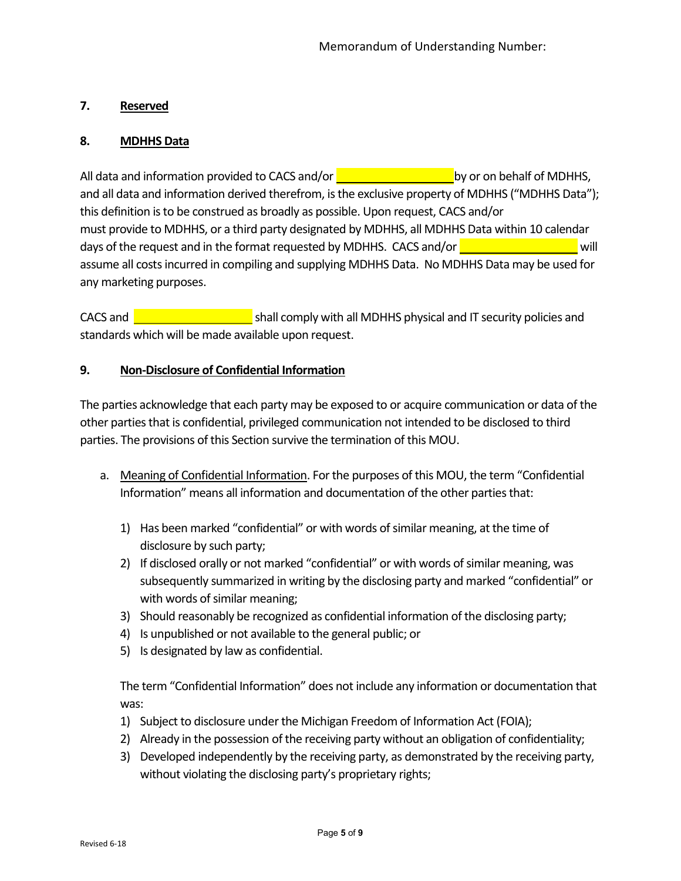## 7. Reserved

## 8. MDHHS Data

All data and information provided to CACS and/or ____________________ by or on behalf of MDHHS, and all data and information derived therefrom, is the exclusive property of MDHHS ("MDHHS Data"); this definition is to be construed as broadly as possible. Upon request, CACS and/or must provide to MDHHS, or a third party designated by MDHHS, all MDHHS Data within 10 calendar days of the request and in the format requested by MDHHS. CACS and/or ____________________ will assume all costs incurred in compiling and supplying MDHHS Data. No MDHHS Data may be used for any marketing purposes.

CACS and ____________________ shall comply with all MDHHS physical and IT security policies and standards which will be made available upon request.

## 9. Non-Disclosure of Confidential Information

The parties acknowledge that each party may be exposed to or acquire communication or data of the other parties that is confidential, privileged communication not intended to be disclosed to third parties. The provisions of this Section survive the termination of this MOU.

a. Meaning of Confidential Information. For the purposes of this MOU, the term "Confidential Information" means all information and documentation of the other parties that:

   1) Has been marked "confidential" or with words of similar meaning, at the time of disclosure by such party;
   2) If disclosed orally or not marked "confidential" or with words of similar meaning, was subsequently summarized in writing by the disclosing party and marked "confidential" or with words of similar meaning;
   3) Should reasonably be recognized as confidential information of the disclosing party;
   4) Is unpublished or not available to the general public; or
   5) Is designated by law as confidential.

   The term "Confidential Information" does not include any information or documentation that was:

   1) Subject to disclosure under the Michigan Freedom of Information Act (FOIA);
   2) Already in the possession of the receiving party without an obligation of confidentiality;
   3) Developed independently by the receiving party, as demonstrated by the receiving party, without violating the disclosing party's proprietary rights;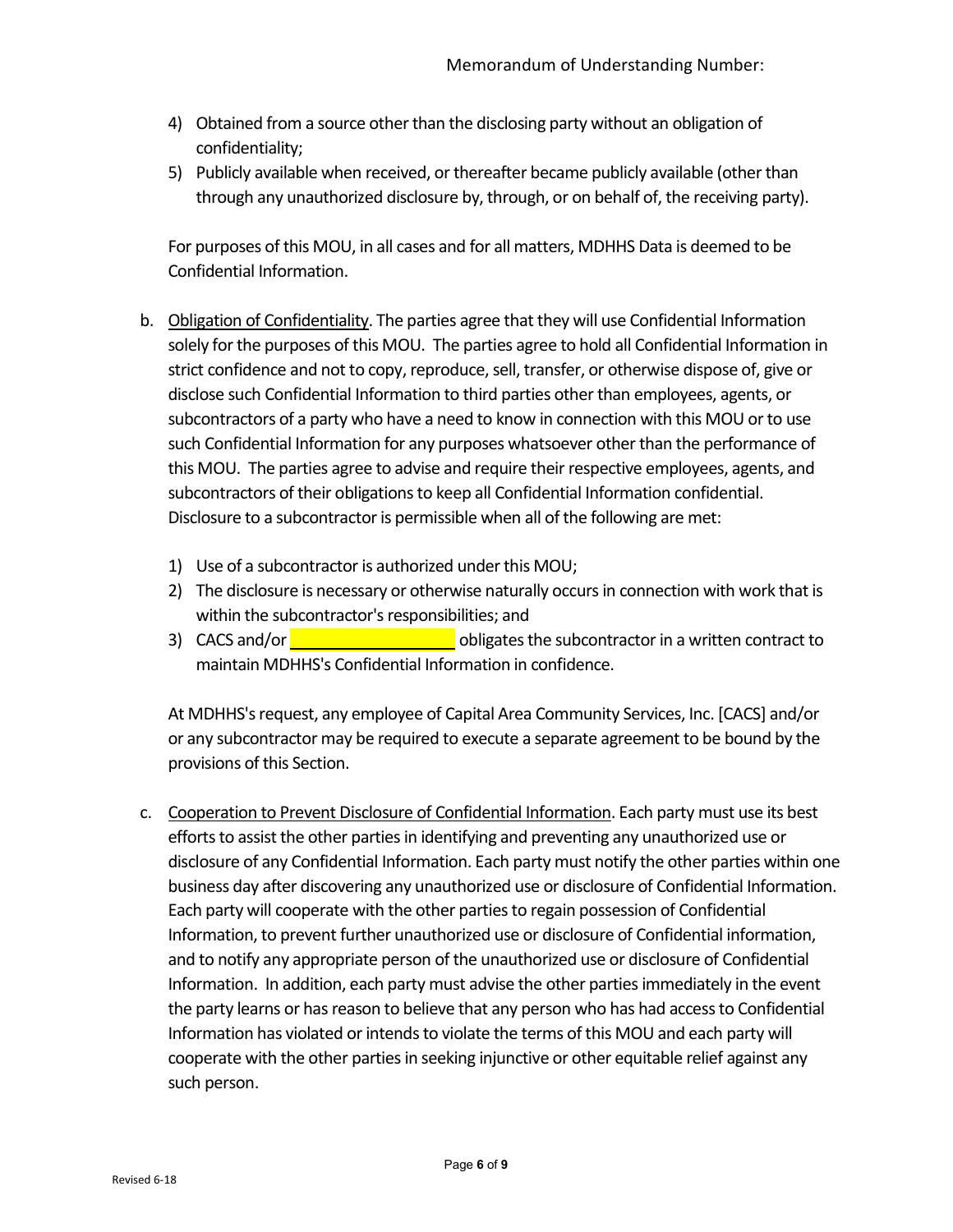4) Obtained from a source other than the disclosing party without an obligation of confidentiality;
5) Publicly available when received, or thereafter became publicly available (other than through any unauthorized disclosure by, through, or on behalf of, the receiving party).

For purposes of this MOU, in all cases and for all matters, MDHHS Data is deemed to be Confidential Information.

b. Obligation of Confidentiality. The parties agree that they will use Confidential Information solely for the purposes of this MOU. The parties agree to hold all Confidential Information in strict confidence and not to copy, reproduce, sell, transfer, or otherwise dispose of, give or disclose such Confidential Information to third parties other than employees, agents, or subcontractors of a party who have a need to know in connection with this MOU or to use such Confidential Information for any purposes whatsoever other than the performance of this MOU. The parties agree to advise and require their respective employees, agents, and subcontractors of their obligations to keep all Confidential Information confidential. Disclosure to a subcontractor is permissible when all of the following are met:

1) Use of a subcontractor is authorized under this MOU;
2) The disclosure is necessary or otherwise naturally occurs in connection with work that is within the subcontractor's responsibilities; and
3) CACS and/or ____________________ obligates the subcontractor in a written contract to maintain MDHHS's Confidential Information in confidence.

At MDHHS's request, any employee of Capital Area Community Services, Inc. [CACS] and/or or any subcontractor may be required to execute a separate agreement to be bound by the provisions of this Section.

c. Cooperation to Prevent Disclosure of Confidential Information. Each party must use its best efforts to assist the other parties in identifying and preventing any unauthorized use or disclosure of any Confidential Information. Each party must notify the other parties within one business day after discovering any unauthorized use or disclosure of Confidential Information. Each party will cooperate with the other parties to regain possession of Confidential Information, to prevent further unauthorized use or disclosure of Confidential information, and to notify any appropriate person of the unauthorized use or disclosure of Confidential Information. In addition, each party must advise the other parties immediately in the event the party learns or has reason to believe that any person who has had access to Confidential Information has violated or intends to violate the terms of this MOU and each party will cooperate with the other parties in seeking injunctive or other equitable relief against any such person.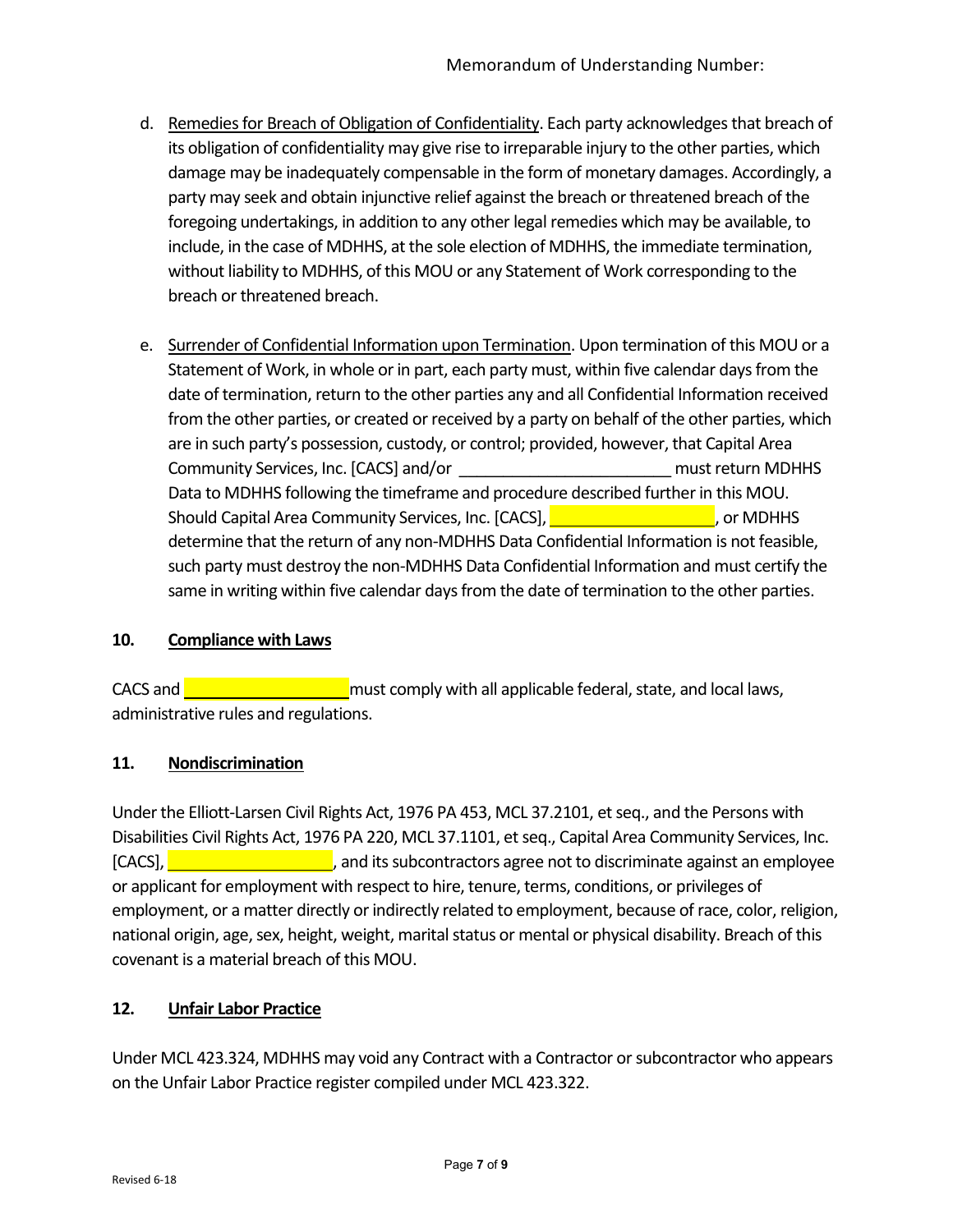d. Remedies for Breach of Obligation of Confidentiality. Each party acknowledges that breach of its obligation of confidentiality may give rise to irreparable injury to the other parties, which damage may be inadequately compensable in the form of monetary damages. Accordingly, a party may seek and obtain injunctive relief against the breach or threatened breach of the foregoing undertakings, in addition to any other legal remedies which may be available, to include, in the case of MDHHS, at the sole election of MDHHS, the immediate termination, without liability to MDHHS, of this MOU or any Statement of Work corresponding to the breach or threatened breach.

e. Surrender of Confidential Information upon Termination. Upon termination of this MOU or a Statement of Work, in whole or in part, each party must, within five calendar days from the date of termination, return to the other parties any and all Confidential Information received from the other parties, or created or received by a party on behalf of the other parties, which are in such party's possession, custody, or control; provided, however, that Capital Area Community Services, Inc. [CACS] and/or ________________________ must return MDHHS Data to MDHHS following the timeframe and procedure described further in this MOU. Should Capital Area Community Services, Inc. [CACS], ___________________, or MDHHS determine that the return of any non-MDHHS Data Confidential Information is not feasible, such party must destroy the non-MDHHS Data Confidential Information and must certify the same in writing within five calendar days from the date of termination to the other parties.

## 10. Compliance with Laws

CACS and ___________________ must comply with all applicable federal, state, and local laws, administrative rules and regulations.

## 11. Nondiscrimination

Under the Elliott-Larsen Civil Rights Act, 1976 PA 453, MCL 37.2101, et seq., and the Persons with Disabilities Civil Rights Act, 1976 PA 220, MCL 37.1101, et seq., Capital Area Community Services, Inc. [CACS], ___________________, and its subcontractors agree not to discriminate against an employee or applicant for employment with respect to hire, tenure, terms, conditions, or privileges of employment, or a matter directly or indirectly related to employment, because of race, color, religion, national origin, age, sex, height, weight, marital status or mental or physical disability. Breach of this covenant is a material breach of this MOU.

## 12. Unfair Labor Practice

Under MCL 423.324, MDHHS may void any Contract with a Contractor or subcontractor who appears on the Unfair Labor Practice register compiled under MCL 423.322.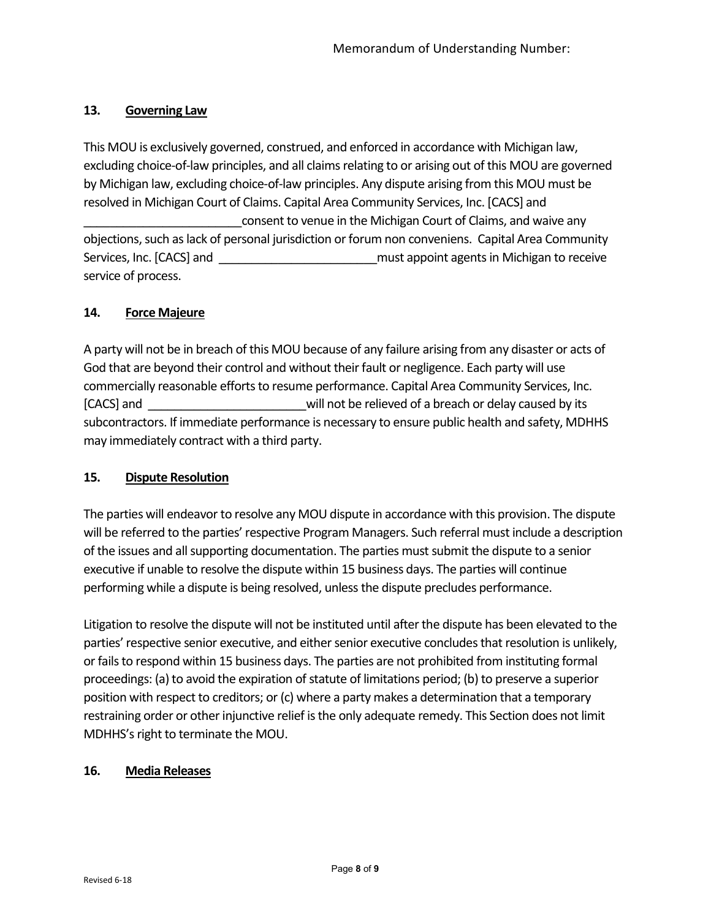### 13. Governing Law

This MOU is exclusively governed, construed, and enforced in accordance with Michigan law, excluding choice-of-law principles, and all claims relating to or arising out of this MOU are governed by Michigan law, excluding choice-of-law principles. Any dispute arising from this MOU must be resolved in Michigan Court of Claims. Capital Area Community Services, Inc. [CACS] and ________________________consent to venue in the Michigan Court of Claims, and waive any objections, such as lack of personal jurisdiction or forum non conveniens. Capital Area Community Services, Inc. [CACS] and ________________________must appoint agents in Michigan to receive service of process.

### 14. Force Majeure

A party will not be in breach of this MOU because of any failure arising from any disaster or acts of God that are beyond their control and without their fault or negligence. Each party will use commercially reasonable efforts to resume performance. Capital Area Community Services, Inc. [CACS] and ________________________will not be relieved of a breach or delay caused by its subcontractors. If immediate performance is necessary to ensure public health and safety, MDHHS may immediately contract with a third party.

### 15. Dispute Resolution

The parties will endeavor to resolve any MOU dispute in accordance with this provision. The dispute will be referred to the parties' respective Program Managers. Such referral must include a description of the issues and all supporting documentation. The parties must submit the dispute to a senior executive if unable to resolve the dispute within 15 business days. The parties will continue performing while a dispute is being resolved, unless the dispute precludes performance.

Litigation to resolve the dispute will not be instituted until after the dispute has been elevated to the parties' respective senior executive, and either senior executive concludes that resolution is unlikely, or fails to respond within 15 business days. The parties are not prohibited from instituting formal proceedings: (a) to avoid the expiration of statute of limitations period; (b) to preserve a superior position with respect to creditors; or (c) where a party makes a determination that a temporary restraining order or other injunctive relief is the only adequate remedy. This Section does not limit MDHHS's right to terminate the MOU.

### 16. Media Releases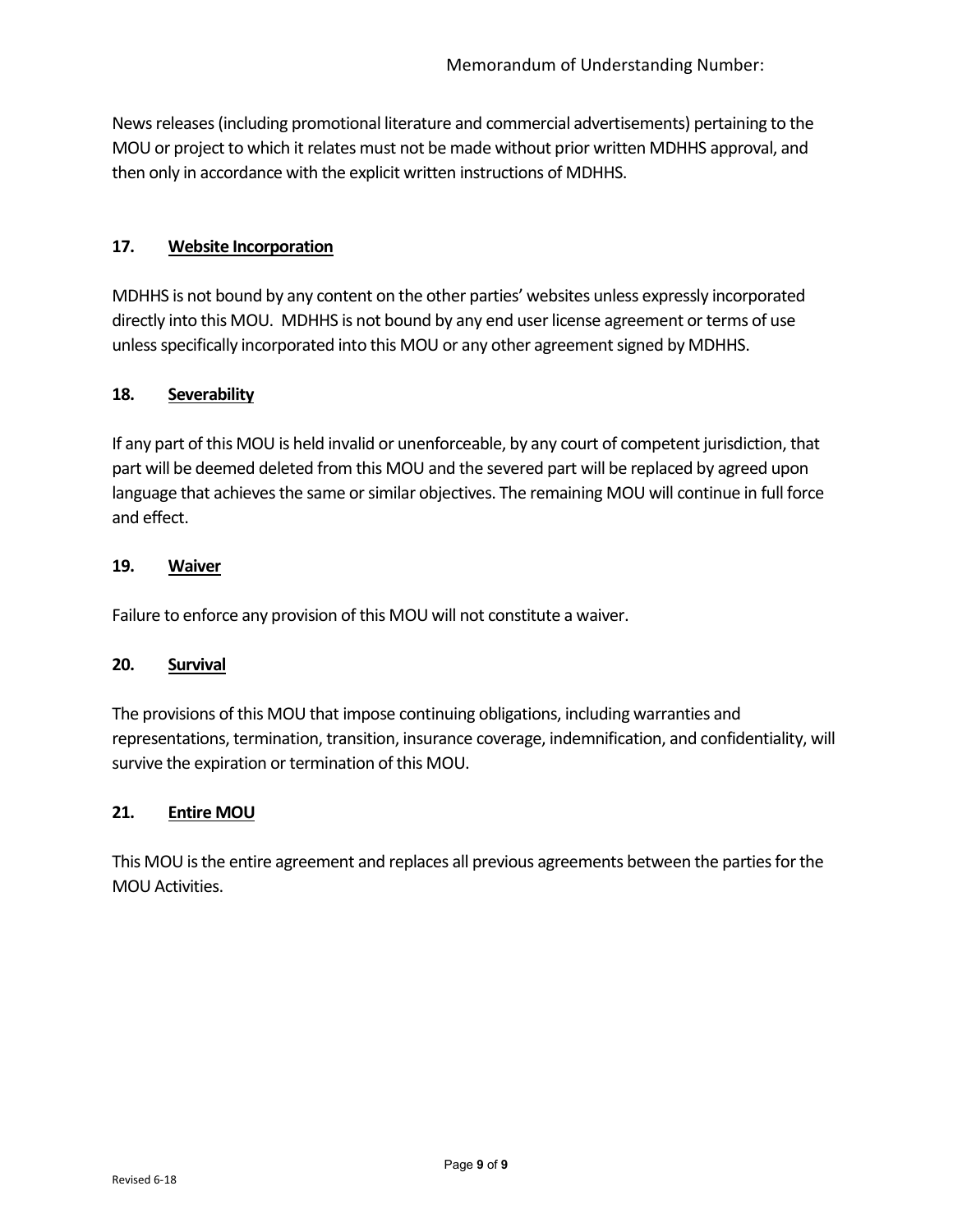News releases (including promotional literature and commercial advertisements) pertaining to the MOU or project to which it relates must not be made without prior written MDHHS approval, and then only in accordance with the explicit written instructions of MDHHS.

### 17. Website Incorporation

MDHHS is not bound by any content on the other parties' websites unless expressly incorporated directly into this MOU. MDHHS is not bound by any end user license agreement or terms of use unless specifically incorporated into this MOU or any other agreement signed by MDHHS.

### 18. Severability

If any part of this MOU is held invalid or unenforceable, by any court of competent jurisdiction, that part will be deemed deleted from this MOU and the severed part will be replaced by agreed upon language that achieves the same or similar objectives. The remaining MOU will continue in full force and effect.

### 19. Waiver

Failure to enforce any provision of this MOU will not constitute a waiver.

### 20. Survival

The provisions of this MOU that impose continuing obligations, including warranties and representations, termination, transition, insurance coverage, indemnification, and confidentiality, will survive the expiration or termination of this MOU.

### 21. Entire MOU

This MOU is the entire agreement and replaces all previous agreements between the parties for the MOU Activities.